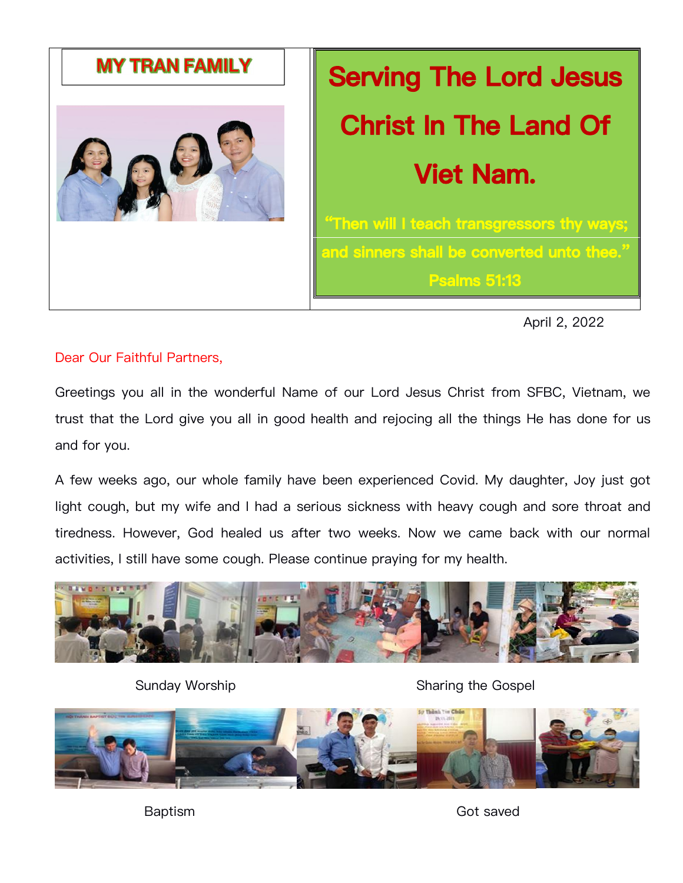**MY TRAN FAMILY**

# Serving The Lord Jesus Christ In The Land Of Viet Nam.

"Then will I teach transgressors thy ways; and sinners shall be converted unto thee."
Psalms 51:13

April 2, 2022

Dear Our Faithful Partners,

Greetings you all in the wonderful Name of our Lord Jesus Christ from SFBC, Vietnam, we trust that the Lord give you all in good health and rejocing all the things He has done for us and for you.

A few weeks ago, our whole family have been experienced Covid. My daughter, Joy just got light cough, but my wife and I had a serious sickness with heavy cough and sore throat and tiredness. However, God healed us after two weeks. Now we came back with our normal activities, I still have some cough. Please continue praying for my health.

Sunday Worship

Sharing the Gospel

Baptism

Got saved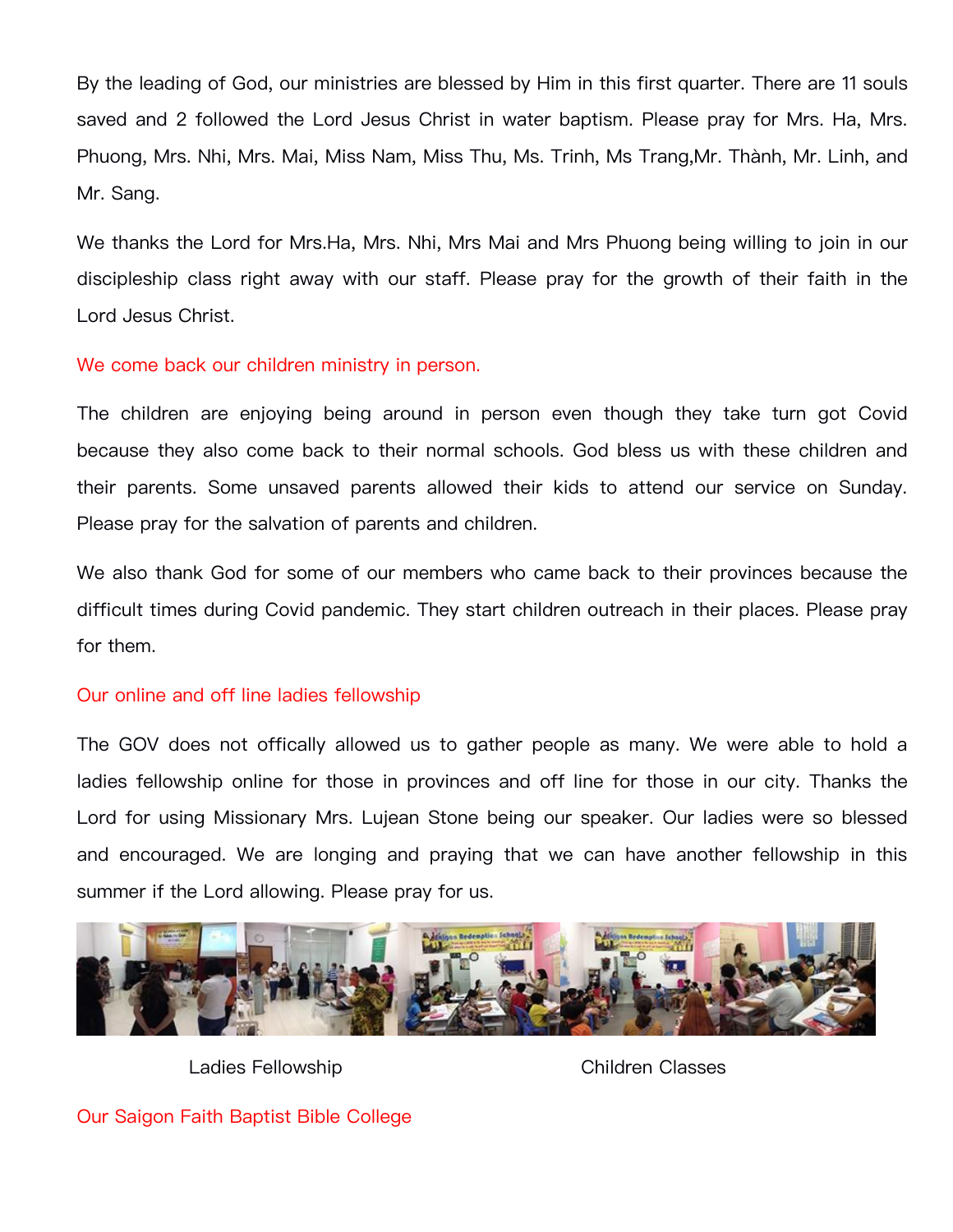By the leading of God, our ministries are blessed by Him in this first quarter. There are 11 souls saved and 2 followed the Lord Jesus Christ in water baptism. Please pray for Mrs. Ha, Mrs. Phuong, Mrs. Nhi, Mrs. Mai, Miss Nam, Miss Thu, Ms. Trinh, Ms Trang,Mr. Thành, Mr. Linh, and Mr. Sang.

We thanks the Lord for Mrs.Ha, Mrs. Nhi, Mrs Mai and Mrs Phuong being willing to join in our discipleship class right away with our staff. Please pray for the growth of their faith in the Lord Jesus Christ.

## We come back our children ministry in person.

The children are enjoying being around in person even though they take turn got Covid because they also come back to their normal schools. God bless us with these children and their parents. Some unsaved parents allowed their kids to attend our service on Sunday. Please pray for the salvation of parents and children.

We also thank God for some of our members who came back to their provinces because the difficult times during Covid pandemic. They start children outreach in their places. Please pray for them.

## Our online and off line ladies fellowship

The GOV does not offically allowed us to gather people as many. We were able to hold a ladies fellowship online for those in provinces and off line for those in our city. Thanks the Lord for using Missionary Mrs. Lujean Stone being our speaker. Our ladies were so blessed and encouraged. We are longing and praying that we can have another fellowship in this summer if the Lord allowing. Please pray for us.

Ladies Fellowship

Children Classes

## Our Saigon Faith Baptist Bible College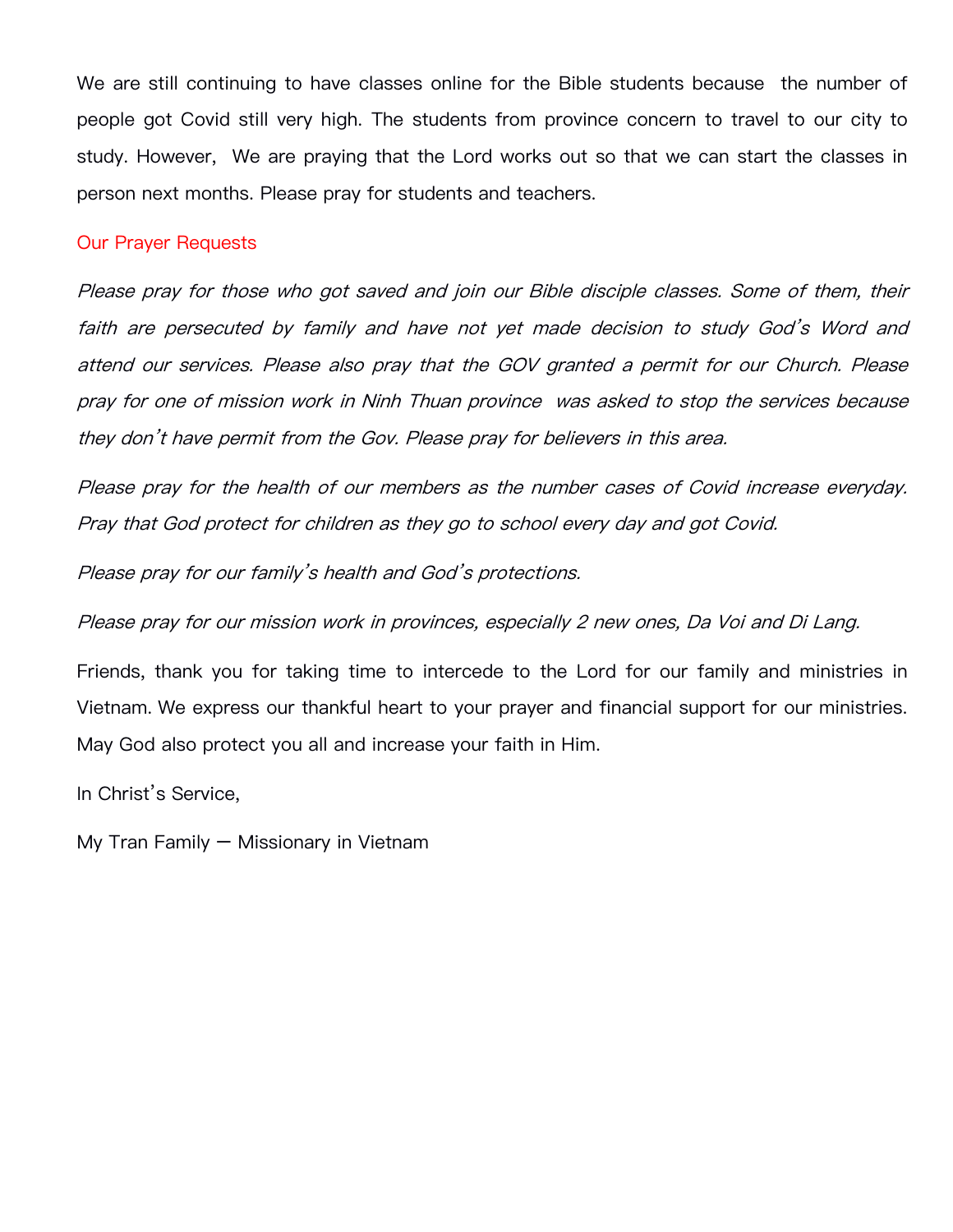We are still continuing to have classes online for the Bible students because the number of people got Covid still very high. The students from province concern to travel to our city to study. However, We are praying that the Lord works out so that we can start the classes in person next months. Please pray for students and teachers.

## Our Prayer Requests

*Please pray for those who got saved and join our Bible disciple classes. Some of them, their faith are persecuted by family and have not yet made decision to study God's Word and attend our services. Please also pray that the GOV granted a permit for our Church. Please pray for one of mission work in Ninh Thuan province was asked to stop the services because they don't have permit from the Gov. Please pray for believers in this area.*

*Please pray for the health of our members as the number cases of Covid increase everyday. Pray that God protect for children as they go to school every day and got Covid.*

*Please pray for our family's health and God's protections.*

*Please pray for our mission work in provinces, especially 2 new ones, Da Voi and Di Lang.*

Friends, thank you for taking time to intercede to the Lord for our family and ministries in Vietnam. We express our thankful heart to your prayer and financial support for our ministries. May God also protect you all and increase your faith in Him.

In Christ's Service,

My Tran Family — Missionary in Vietnam